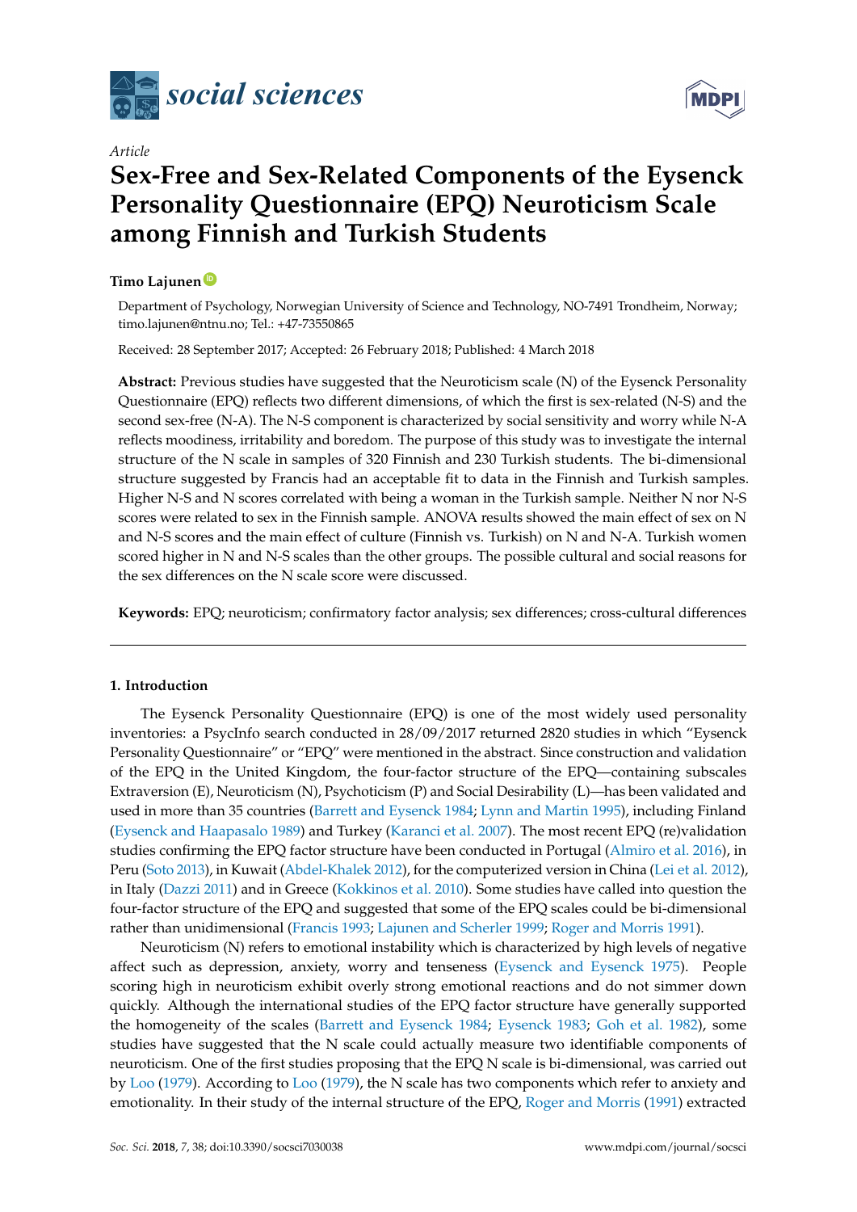*Article*

# Sex-Free and Sex-Related Components of the Eysenck Personality Questionnaire (EPQ) Neuroticism Scale among Finnish and Turkish Students

**Timo Lajunen**

Department of Psychology, Norwegian University of Science and Technology, NO-7491 Trondheim, Norway; timo.lajunen@ntnu.no; Tel.: +47-73550865

Received: 28 September 2017; Accepted: 26 February 2018; Published: 4 March 2018

**Abstract:** Previous studies have suggested that the Neuroticism scale (N) of the Eysenck Personality Questionnaire (EPQ) reflects two different dimensions, of which the first is sex-related (N-S) and the second sex-free (N-A). The N-S component is characterized by social sensitivity and worry while N-A reflects moodiness, irritability and boredom. The purpose of this study was to investigate the internal structure of the N scale in samples of 320 Finnish and 230 Turkish students. The bi-dimensional structure suggested by Francis had an acceptable fit to data in the Finnish and Turkish samples. Higher N-S and N scores correlated with being a woman in the Turkish sample. Neither N nor N-S scores were related to sex in the Finnish sample. ANOVA results showed the main effect of sex on N and N-S scores and the main effect of culture (Finnish vs. Turkish) on N and N-A. Turkish women scored higher in N and N-S scales than the other groups. The possible cultural and social reasons for the sex differences on the N scale score were discussed.

**Keywords:** EPQ; neuroticism; confirmatory factor analysis; sex differences; cross-cultural differences

## 1. Introduction

The Eysenck Personality Questionnaire (EPQ) is one of the most widely used personality inventories: a PsycInfo search conducted in 28/09/2017 returned 2820 studies in which "Eysenck Personality Questionnaire" or "EPQ" were mentioned in the abstract. Since construction and validation of the EPQ in the United Kingdom, the four-factor structure of the EPQ—containing subscales Extraversion (E), Neuroticism (N), Psychoticism (P) and Social Desirability (L)—has been validated and used in more than 35 countries (Barrett and Eysenck 1984; Lynn and Martin 1995), including Finland (Eysenck and Haapasalo 1989) and Turkey (Karanci et al. 2007). The most recent EPQ (re)validation studies confirming the EPQ factor structure have been conducted in Portugal (Almiro et al. 2016), in Peru (Soto 2013), in Kuwait (Abdel-Khalek 2012), for the computerized version in China (Lei et al. 2012), in Italy (Dazzi 2011) and in Greece (Kokkinos et al. 2010). Some studies have called into question the four-factor structure of the EPQ and suggested that some of the EPQ scales could be bi-dimensional rather than unidimensional (Francis 1993; Lajunen and Scherler 1999; Roger and Morris 1991).

Neuroticism (N) refers to emotional instability which is characterized by high levels of negative affect such as depression, anxiety, worry and tenseness (Eysenck and Eysenck 1975). People scoring high in neuroticism exhibit overly strong emotional reactions and do not simmer down quickly. Although the international studies of the EPQ factor structure have generally supported the homogeneity of the scales (Barrett and Eysenck 1984; Eysenck 1983; Goh et al. 1982), some studies have suggested that the N scale could actually measure two identifiable components of neuroticism. One of the first studies proposing that the EPQ N scale is bi-dimensional, was carried out by Loo (1979). According to Loo (1979), the N scale has two components which refer to anxiety and emotionality. In their study of the internal structure of the EPQ, Roger and Morris (1991) extracted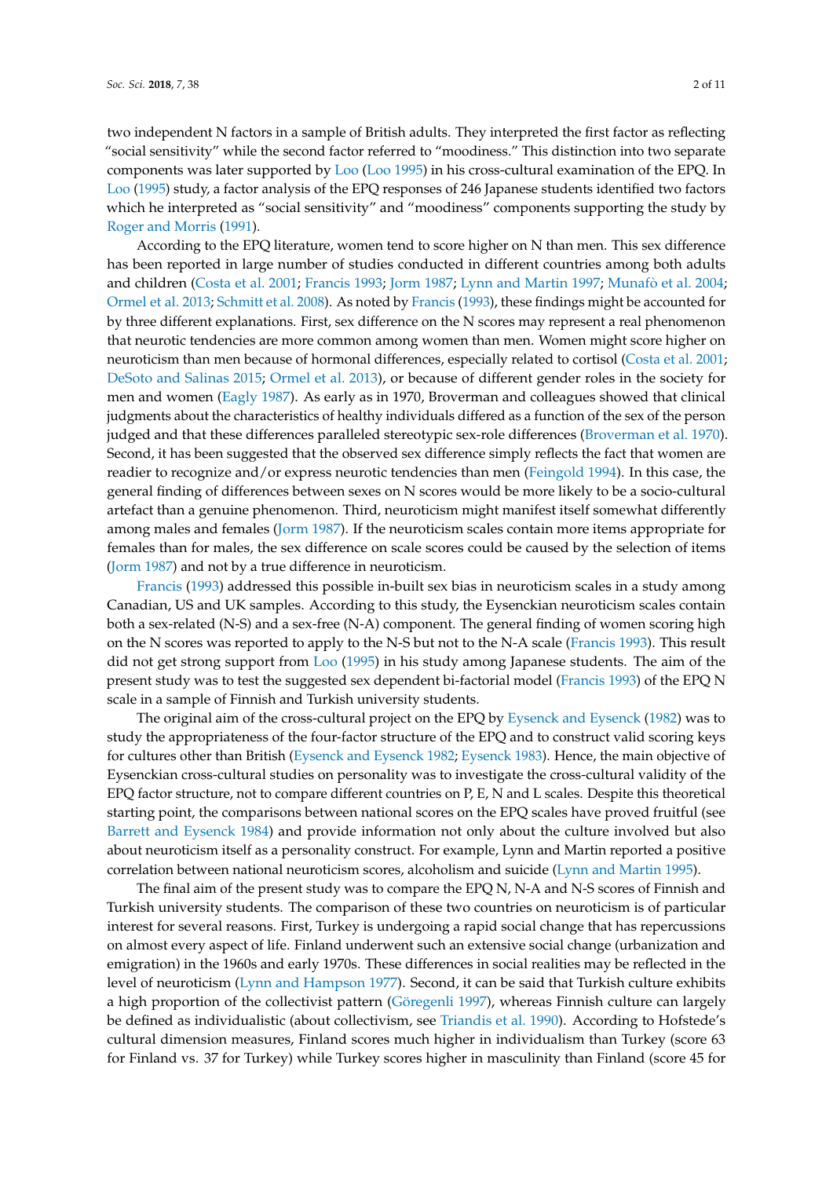two independent N factors in a sample of British adults. They interpreted the first factor as reflecting "social sensitivity" while the second factor referred to "moodiness." This distinction into two separate components was later supported by Loo (Loo 1995) in his cross-cultural examination of the EPQ. In Loo (1995) study, a factor analysis of the EPQ responses of 246 Japanese students identified two factors which he interpreted as "social sensitivity" and "moodiness" components supporting the study by Roger and Morris (1991).

According to the EPQ literature, women tend to score higher on N than men. This sex difference has been reported in large number of studies conducted in different countries among both adults and children (Costa et al. 2001; Francis 1993; Jorm 1987; Lynn and Martin 1997; Munafò et al. 2004; Ormel et al. 2013; Schmitt et al. 2008). As noted by Francis (1993), these findings might be accounted for by three different explanations. First, sex difference on the N scores may represent a real phenomenon that neurotic tendencies are more common among women than men. Women might score higher on neuroticism than men because of hormonal differences, especially related to cortisol (Costa et al. 2001; DeSoto and Salinas 2015; Ormel et al. 2013), or because of different gender roles in the society for men and women (Eagly 1987). As early as in 1970, Broverman and colleagues showed that clinical judgments about the characteristics of healthy individuals differed as a function of the sex of the person judged and that these differences paralleled stereotypic sex-role differences (Broverman et al. 1970). Second, it has been suggested that the observed sex difference simply reflects the fact that women are readier to recognize and/or express neurotic tendencies than men (Feingold 1994). In this case, the general finding of differences between sexes on N scores would be more likely to be a socio-cultural artefact than a genuine phenomenon. Third, neuroticism might manifest itself somewhat differently among males and females (Jorm 1987). If the neuroticism scales contain more items appropriate for females than for males, the sex difference on scale scores could be caused by the selection of items (Jorm 1987) and not by a true difference in neuroticism.

Francis (1993) addressed this possible in-built sex bias in neuroticism scales in a study among Canadian, US and UK samples. According to this study, the Eysenckian neuroticism scales contain both a sex-related (N-S) and a sex-free (N-A) component. The general finding of women scoring high on the N scores was reported to apply to the N-S but not to the N-A scale (Francis 1993). This result did not get strong support from Loo (1995) in his study among Japanese students. The aim of the present study was to test the suggested sex dependent bi-factorial model (Francis 1993) of the EPQ N scale in a sample of Finnish and Turkish university students.

The original aim of the cross-cultural project on the EPQ by Eysenck and Eysenck (1982) was to study the appropriateness of the four-factor structure of the EPQ and to construct valid scoring keys for cultures other than British (Eysenck and Eysenck 1982; Eysenck 1983). Hence, the main objective of Eysenckian cross-cultural studies on personality was to investigate the cross-cultural validity of the EPQ factor structure, not to compare different countries on P, E, N and L scales. Despite this theoretical starting point, the comparisons between national scores on the EPQ scales have proved fruitful (see Barrett and Eysenck 1984) and provide information not only about the culture involved but also about neuroticism itself as a personality construct. For example, Lynn and Martin reported a positive correlation between national neuroticism scores, alcoholism and suicide (Lynn and Martin 1995).

The final aim of the present study was to compare the EPQ N, N-A and N-S scores of Finnish and Turkish university students. The comparison of these two countries on neuroticism is of particular interest for several reasons. First, Turkey is undergoing a rapid social change that has repercussions on almost every aspect of life. Finland underwent such an extensive social change (urbanization and emigration) in the 1960s and early 1970s. These differences in social realities may be reflected in the level of neuroticism (Lynn and Hampson 1977). Second, it can be said that Turkish culture exhibits a high proportion of the collectivist pattern (Göregenli 1997), whereas Finnish culture can largely be defined as individualistic (about collectivism, see Triandis et al. 1990). According to Hofstede's cultural dimension measures, Finland scores much higher in individualism than Turkey (score 63 for Finland vs. 37 for Turkey) while Turkey scores higher in masculinity than Finland (score 45 for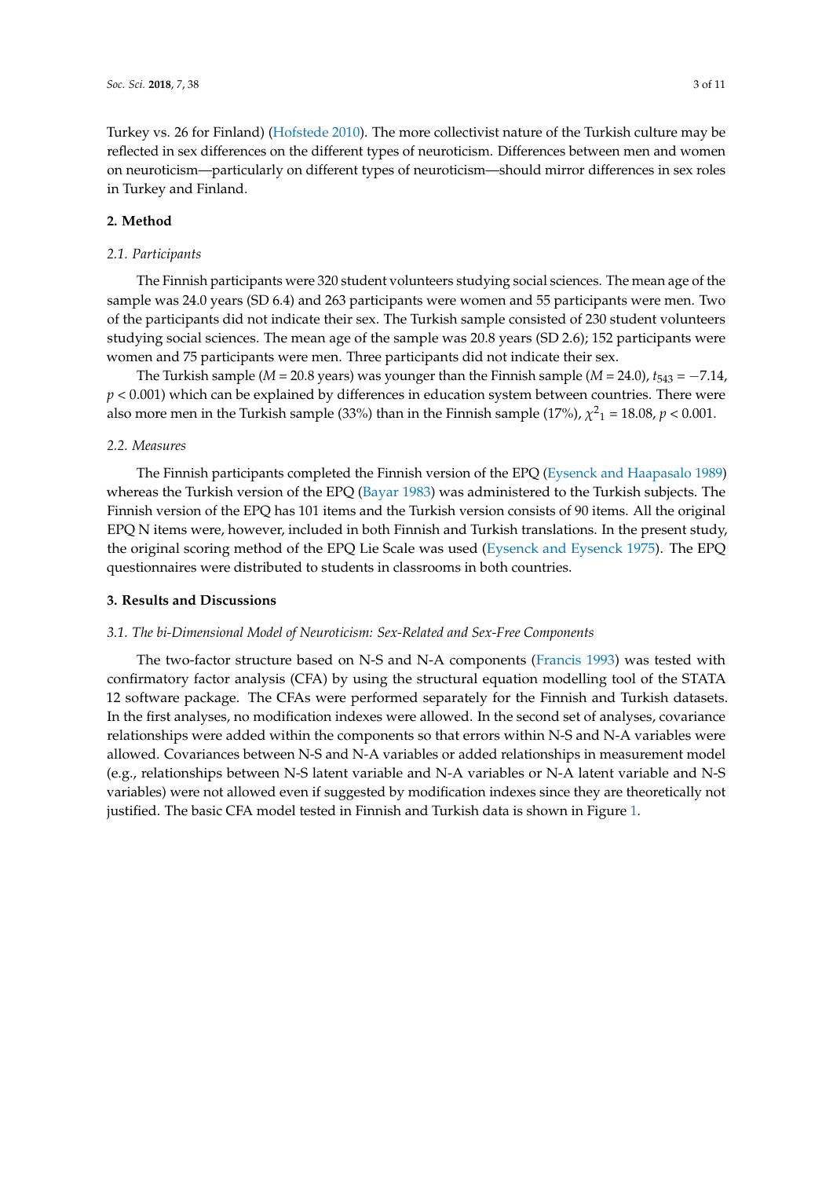Turkey vs. 26 for Finland) (Hofstede 2010). The more collectivist nature of the Turkish culture may be reflected in sex differences on the different types of neuroticism. Differences between men and women on neuroticism—particularly on different types of neuroticism—should mirror differences in sex roles in Turkey and Finland.

## 2. Method

### 2.1. Participants

The Finnish participants were 320 student volunteers studying social sciences. The mean age of the sample was 24.0 years (SD 6.4) and 263 participants were women and 55 participants were men. Two of the participants did not indicate their sex. The Turkish sample consisted of 230 student volunteers studying social sciences. The mean age of the sample was 20.8 years (SD 2.6); 152 participants were women and 75 participants were men. Three participants did not indicate their sex.

The Turkish sample ($M$ = 20.8 years) was younger than the Finnish sample ($M$ = 24.0), $t_{543} = -7.14$, $p < 0.001$) which can be explained by differences in education system between countries. There were also more men in the Turkish sample (33%) than in the Finnish sample (17%), $\chi^2_1 = 18.08$, $p < 0.001$.

### 2.2. Measures

The Finnish participants completed the Finnish version of the EPQ (Eysenck and Haapasalo 1989) whereas the Turkish version of the EPQ (Bayar 1983) was administered to the Turkish subjects. The Finnish version of the EPQ has 101 items and the Turkish version consists of 90 items. All the original EPQ N items were, however, included in both Finnish and Turkish translations. In the present study, the original scoring method of the EPQ Lie Scale was used (Eysenck and Eysenck 1975). The EPQ questionnaires were distributed to students in classrooms in both countries.

## 3. Results and Discussions

### 3.1. The bi-Dimensional Model of Neuroticism: Sex-Related and Sex-Free Components

The two-factor structure based on N-S and N-A components (Francis 1993) was tested with confirmatory factor analysis (CFA) by using the structural equation modelling tool of the STATA 12 software package. The CFAs were performed separately for the Finnish and Turkish datasets. In the first analyses, no modification indexes were allowed. In the second set of analyses, covariance relationships were added within the components so that errors within N-S and N-A variables were allowed. Covariances between N-S and N-A variables or added relationships in measurement model (e.g., relationships between N-S latent variable and N-A variables or N-A latent variable and N-S variables) were not allowed even if suggested by modification indexes since they are theoretically not justified. The basic CFA model tested in Finnish and Turkish data is shown in Figure 1.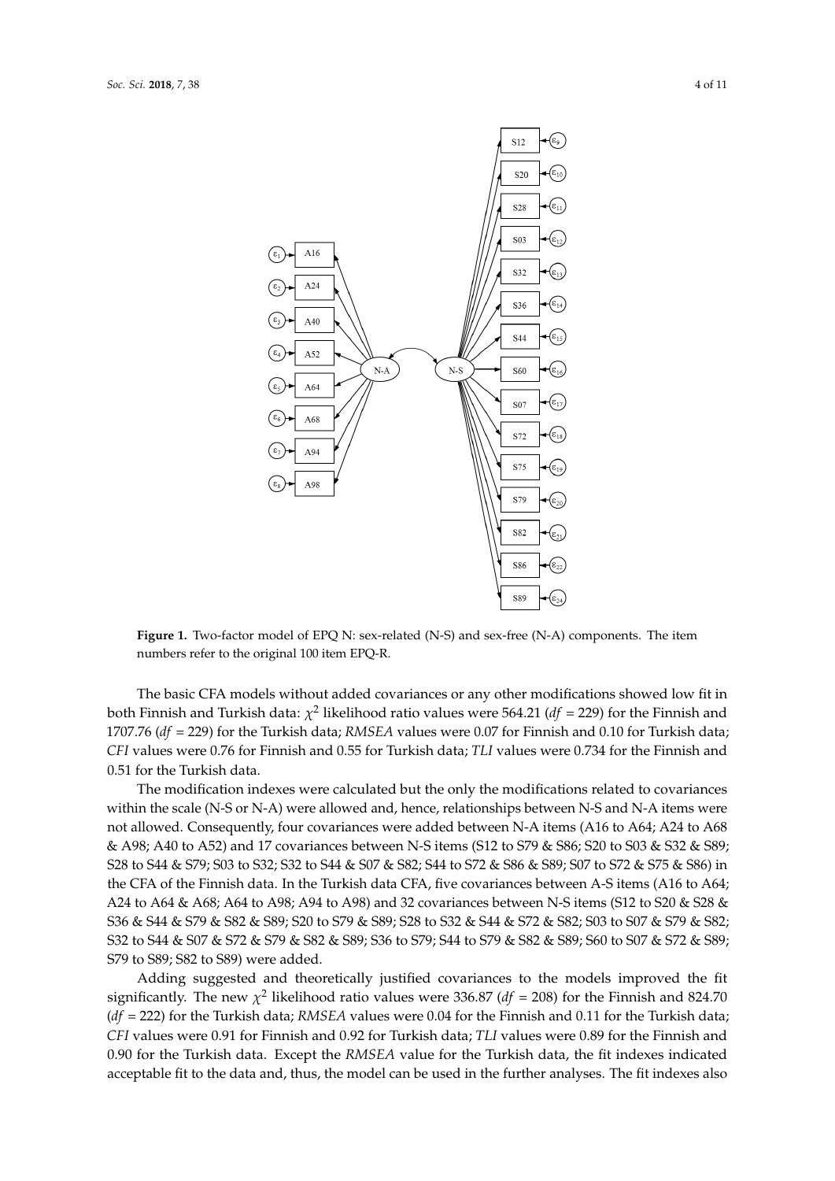**Figure 1.** Two-factor model of EPQ N: sex-related (N-S) and sex-free (N-A) components. The item numbers refer to the original 100 item EPQ-R.

The basic CFA models without added covariances or any other modifications showed low fit in both Finnish and Turkish data: $\chi^2$ likelihood ratio values were 564.21 (*df* = 229) for the Finnish and 1707.76 (*df* = 229) for the Turkish data; *RMSEA* values were 0.07 for Finnish and 0.10 for Turkish data; *CFI* values were 0.76 for Finnish and 0.55 for Turkish data; *TLI* values were 0.734 for the Finnish and 0.51 for the Turkish data.

The modification indexes were calculated but the only the modifications related to covariances within the scale (N-S or N-A) were allowed and, hence, relationships between N-S and N-A items were not allowed. Consequently, four covariances were added between N-A items (A16 to A64; A24 to A68 & A98; A40 to A52) and 17 covariances between N-S items (S12 to S79 & S86; S20 to S03 & S32 & S89; S28 to S44 & S79; S03 to S32; S32 to S44 & S07 & S82; S44 to S72 & S86 & S89; S07 to S72 & S75 & S86) in the CFA of the Finnish data. In the Turkish data CFA, five covariances between A-S items (A16 to A64; A24 to A64 & A68; A64 to A98; A94 to A98) and 32 covariances between N-S items (S12 to S20 & S28 & S36 & S44 & S79 & S82 & S89; S20 to S79 & S89; S28 to S32 & S44 & S72 & S82; S03 to S07 & S79 & S82; S32 to S44 & S07 & S72 & S79 & S82 & S89; S36 to S79; S44 to S79 & S82 & S89; S60 to S07 & S72 & S89; S79 to S89; S82 to S89) were added.

Adding suggested and theoretically justified covariances to the models improved the fit significantly. The new $\chi^2$ likelihood ratio values were 336.87 (*df* = 208) for the Finnish and 824.70 (*df* = 222) for the Turkish data; *RMSEA* values were 0.04 for the Finnish and 0.11 for the Turkish data; *CFI* values were 0.91 for Finnish and 0.92 for Turkish data; *TLI* values were 0.89 for the Finnish and 0.90 for the Turkish data. Except the *RMSEA* value for the Turkish data, the fit indexes indicated acceptable fit to the data and, thus, the model can be used in the further analyses. The fit indexes also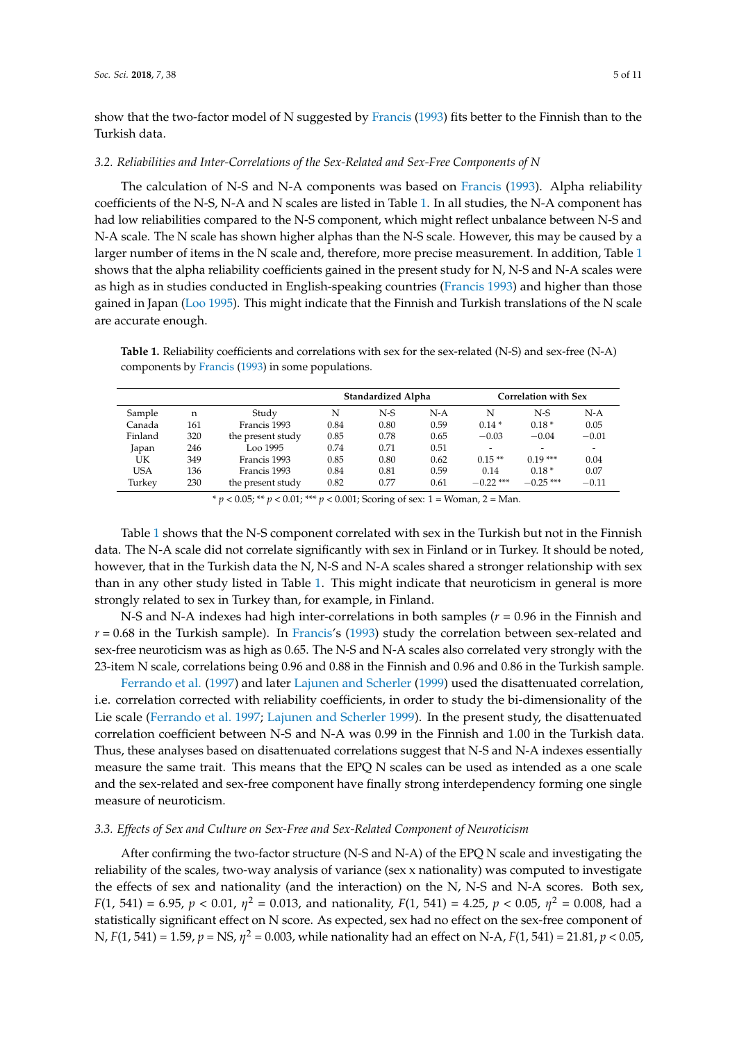show that the two-factor model of N suggested by Francis (1993) fits better to the Finnish than to the Turkish data.

### 3.2. Reliabilities and Inter-Correlations of the Sex-Related and Sex-Free Components of N

The calculation of N-S and N-A components was based on Francis (1993). Alpha reliability coefficients of the N-S, N-A and N scales are listed in Table 1. In all studies, the N-A component has had low reliabilities compared to the N-S component, which might reflect unbalance between N-S and N-A scale. The N scale has shown higher alphas than the N-S scale. However, this may be caused by a larger number of items in the N scale and, therefore, more precise measurement. In addition, Table 1 shows that the alpha reliability coefficients gained in the present study for N, N-S and N-A scales were as high as in studies conducted in English-speaking countries (Francis 1993) and higher than those gained in Japan (Loo 1995). This might indicate that the Finnish and Turkish translations of the N scale are accurate enough.

**Table 1.** Reliability coefficients and correlations with sex for the sex-related (N-S) and sex-free (N-A) components by Francis (1993) in some populations.

| | | | Standardized Alpha | | | Correlation with Sex | | |
|---|---|---|---|---|---|---|---|---|
| Sample | n | Study | N | N-S | N-A | N | N-S | N-A |
| Canada | 161 | Francis 1993 | 0.84 | 0.80 | 0.59 | 0.14 * | 0.18 * | 0.05 |
| Finland | 320 | the present study | 0.85 | 0.78 | 0.65 | −0.03 | −0.04 | −0.01 |
| Japan | 246 | Loo 1995 | 0.74 | 0.71 | 0.51 | - | - | - |
| UK | 349 | Francis 1993 | 0.85 | 0.80 | 0.62 | 0.15 ** | 0.19 *** | 0.04 |
| USA | 136 | Francis 1993 | 0.84 | 0.81 | 0.59 | 0.14 | 0.18 * | 0.07 |
| Turkey | 230 | the present study | 0.82 | 0.77 | 0.61 | −0.22 *** | −0.25 *** | −0.11 |

* $p < 0.05$; ** $p < 0.01$; *** $p < 0.001$; Scoring of sex: 1 = Woman, 2 = Man.

Table 1 shows that the N-S component correlated with sex in the Turkish but not in the Finnish data. The N-A scale did not correlate significantly with sex in Finland or in Turkey. It should be noted, however, that in the Turkish data the N, N-S and N-A scales shared a stronger relationship with sex than in any other study listed in Table 1. This might indicate that neuroticism in general is more strongly related to sex in Turkey than, for example, in Finland.

N-S and N-A indexes had high inter-correlations in both samples ($r = 0.96$ in the Finnish and $r = 0.68$ in the Turkish sample). In Francis's (1993) study the correlation between sex-related and sex-free neuroticism was as high as 0.65. The N-S and N-A scales also correlated very strongly with the 23-item N scale, correlations being 0.96 and 0.88 in the Finnish and 0.96 and 0.86 in the Turkish sample.

Ferrando et al. (1997) and later Lajunen and Scherler (1999) used the disattenuated correlation, i.e. correlation corrected with reliability coefficients, in order to study the bi-dimensionality of the Lie scale (Ferrando et al. 1997; Lajunen and Scherler 1999). In the present study, the disattenuated correlation coefficient between N-S and N-A was 0.99 in the Finnish and 1.00 in the Turkish data. Thus, these analyses based on disattenuated correlations suggest that N-S and N-A indexes essentially measure the same trait. This means that the EPQ N scales can be used as intended as a one scale and the sex-related and sex-free component have finally strong interdependency forming one single measure of neuroticism.

### 3.3. Effects of Sex and Culture on Sex-Free and Sex-Related Component of Neuroticism

After confirming the two-factor structure (N-S and N-A) of the EPQ N scale and investigating the reliability of the scales, two-way analysis of variance (sex x nationality) was computed to investigate the effects of sex and nationality (and the interaction) on the N, N-S and N-A scores. Both sex, $F(1, 541) = 6.95$, $p < 0.01$, $\eta^2 = 0.013$, and nationality, $F(1, 541) = 4.25$, $p < 0.05$, $\eta^2 = 0.008$, had a statistically significant effect on N score. As expected, sex had no effect on the sex-free component of N, $F(1, 541) = 1.59$, $p$ = NS, $\eta^2 = 0.003$, while nationality had an effect on N-A, $F(1, 541) = 21.81$, $p < 0.05$,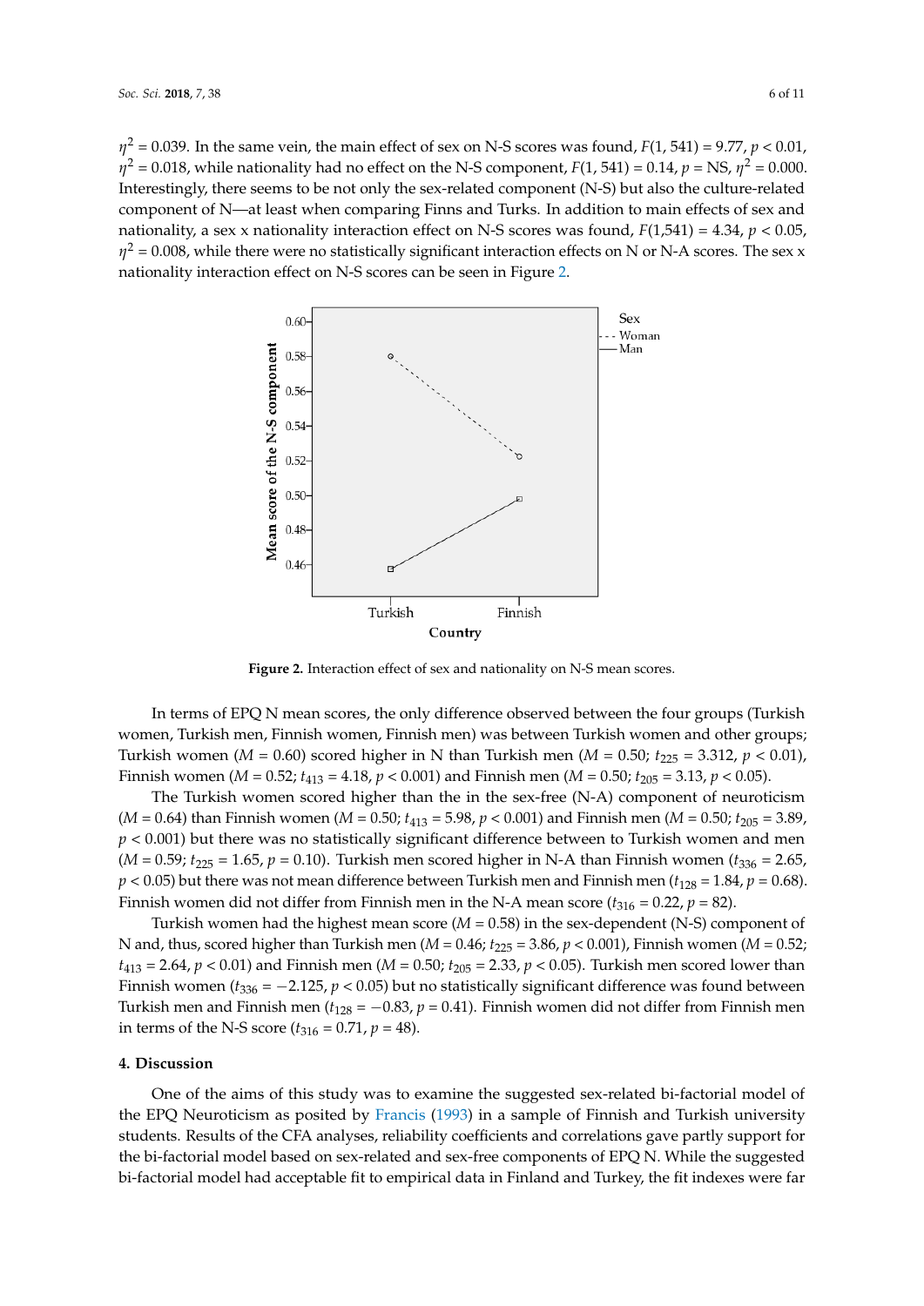$\eta^2 = 0.039$. In the same vein, the main effect of sex on N-S scores was found, $F(1, 541) = 9.77$, $p < 0.01$, $\eta^2 = 0.018$, while nationality had no effect on the N-S component, $F(1, 541) = 0.14$, $p$ = NS, $\eta^2 = 0.000$. Interestingly, there seems to be not only the sex-related component (N-S) but also the culture-related component of N—at least when comparing Finns and Turks. In addition to main effects of sex and nationality, a sex x nationality interaction effect on N-S scores was found, $F(1,541) = 4.34$, $p < 0.05$, $\eta^2 = 0.008$, while there were no statistically significant interaction effects on N or N-A scores. The sex x nationality interaction effect on N-S scores can be seen in Figure 2.

**Figure 2.** Interaction effect of sex and nationality on N-S mean scores.

In terms of EPQ N mean scores, the only difference observed between the four groups (Turkish women, Turkish men, Finnish women, Finnish men) was between Turkish women and other groups; Turkish women ($M = 0.60$) scored higher in N than Turkish men ($M = 0.50$; $t_{225} = 3.312$, $p < 0.01$), Finnish women ($M = 0.52$; $t_{413} = 4.18$, $p < 0.001$) and Finnish men ($M = 0.50$; $t_{205} = 3.13$, $p < 0.05$).

The Turkish women scored higher than the in the sex-free (N-A) component of neuroticism ($M = 0.64$) than Finnish women ($M = 0.50$; $t_{413} = 5.98$, $p < 0.001$) and Finnish men ($M = 0.50$; $t_{205} = 3.89$, $p < 0.001$) but there was no statistically significant difference between to Turkish women and men ($M = 0.59$; $t_{225} = 1.65$, $p = 0.10$). Turkish men scored higher in N-A than Finnish women ($t_{336} = 2.65$, $p < 0.05$) but there was not mean difference between Turkish men and Finnish men ($t_{128} = 1.84$, $p = 0.68$). Finnish women did not differ from Finnish men in the N-A mean score ($t_{316} = 0.22$, $p = 82$).

Turkish women had the highest mean score ($M = 0.58$) in the sex-dependent (N-S) component of N and, thus, scored higher than Turkish men ($M = 0.46$; $t_{225} = 3.86$, $p < 0.001$), Finnish women ($M = 0.52$; $t_{413} = 2.64$, $p < 0.01$) and Finnish men ($M = 0.50$; $t_{205} = 2.33$, $p < 0.05$). Turkish men scored lower than Finnish women ($t_{336} = -2.125$, $p < 0.05$) but no statistically significant difference was found between Turkish men and Finnish men ($t_{128} = -0.83$, $p = 0.41$). Finnish women did not differ from Finnish men in terms of the N-S score ($t_{316} = 0.71$, $p = 48$).

## 4. Discussion

One of the aims of this study was to examine the suggested sex-related bi-factorial model of the EPQ Neuroticism as posited by Francis (1993) in a sample of Finnish and Turkish university students. Results of the CFA analyses, reliability coefficients and correlations gave partly support for the bi-factorial model based on sex-related and sex-free components of EPQ N. While the suggested bi-factorial model had acceptable fit to empirical data in Finland and Turkey, the fit indexes were far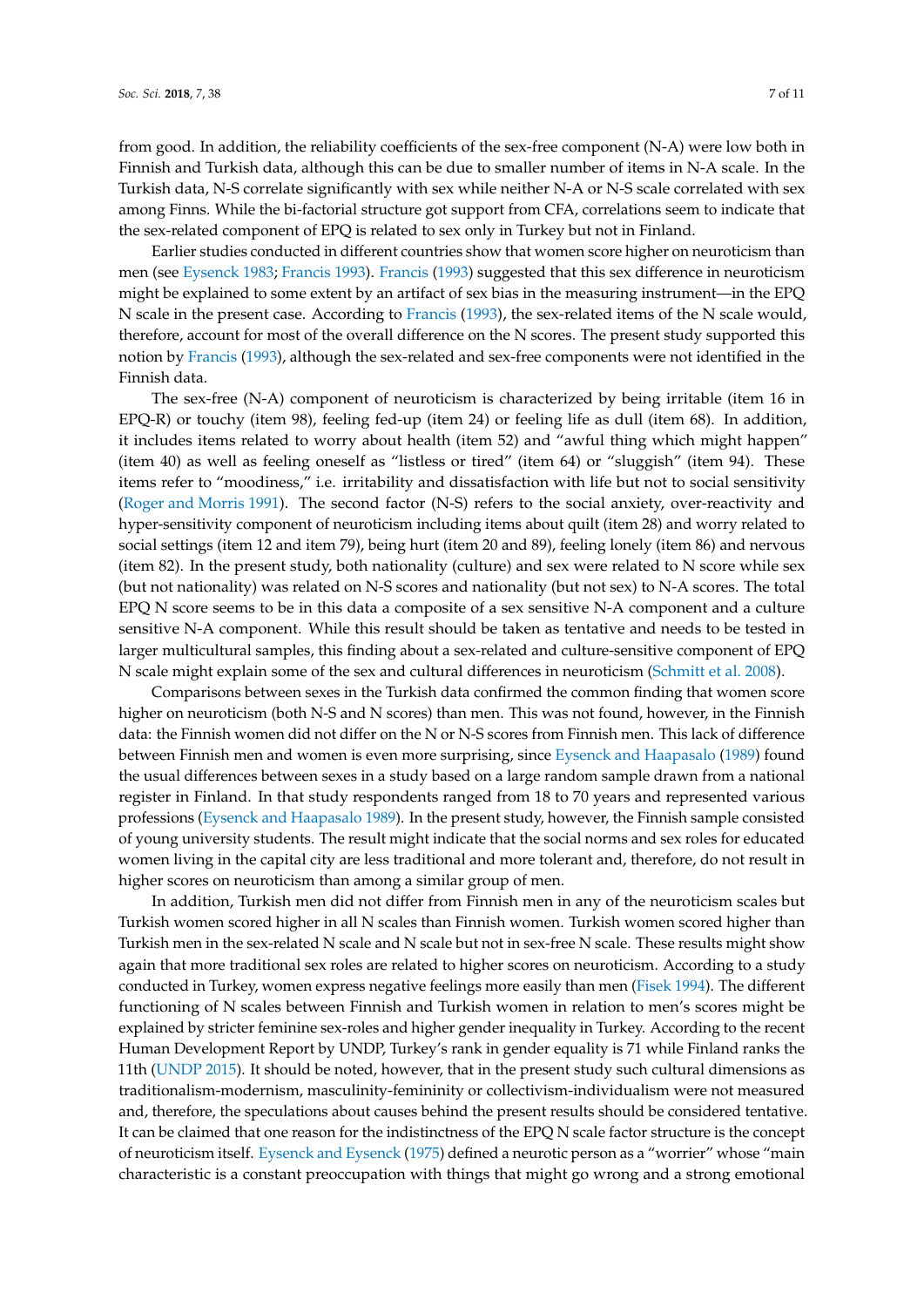from good. In addition, the reliability coefficients of the sex-free component (N-A) were low both in Finnish and Turkish data, although this can be due to smaller number of items in N-A scale. In the Turkish data, N-S correlate significantly with sex while neither N-A or N-S scale correlated with sex among Finns. While the bi-factorial structure got support from CFA, correlations seem to indicate that the sex-related component of EPQ is related to sex only in Turkey but not in Finland.

Earlier studies conducted in different countries show that women score higher on neuroticism than men (see Eysenck 1983; Francis 1993). Francis (1993) suggested that this sex difference in neuroticism might be explained to some extent by an artifact of sex bias in the measuring instrument—in the EPQ N scale in the present case. According to Francis (1993), the sex-related items of the N scale would, therefore, account for most of the overall difference on the N scores. The present study supported this notion by Francis (1993), although the sex-related and sex-free components were not identified in the Finnish data.

The sex-free (N-A) component of neuroticism is characterized by being irritable (item 16 in EPQ-R) or touchy (item 98), feeling fed-up (item 24) or feeling life as dull (item 68). In addition, it includes items related to worry about health (item 52) and "awful thing which might happen" (item 40) as well as feeling oneself as "listless or tired" (item 64) or "sluggish" (item 94). These items refer to "moodiness," i.e. irritability and dissatisfaction with life but not to social sensitivity (Roger and Morris 1991). The second factor (N-S) refers to the social anxiety, over-reactivity and hyper-sensitivity component of neuroticism including items about quilt (item 28) and worry related to social settings (item 12 and item 79), being hurt (item 20 and 89), feeling lonely (item 86) and nervous (item 82). In the present study, both nationality (culture) and sex were related to N score while sex (but not nationality) was related on N-S scores and nationality (but not sex) to N-A scores. The total EPQ N score seems to be in this data a composite of a sex sensitive N-A component and a culture sensitive N-A component. While this result should be taken as tentative and needs to be tested in larger multicultural samples, this finding about a sex-related and culture-sensitive component of EPQ N scale might explain some of the sex and cultural differences in neuroticism (Schmitt et al. 2008).

Comparisons between sexes in the Turkish data confirmed the common finding that women score higher on neuroticism (both N-S and N scores) than men. This was not found, however, in the Finnish data: the Finnish women did not differ on the N or N-S scores from Finnish men. This lack of difference between Finnish men and women is even more surprising, since Eysenck and Haapasalo (1989) found the usual differences between sexes in a study based on a large random sample drawn from a national register in Finland. In that study respondents ranged from 18 to 70 years and represented various professions (Eysenck and Haapasalo 1989). In the present study, however, the Finnish sample consisted of young university students. The result might indicate that the social norms and sex roles for educated women living in the capital city are less traditional and more tolerant and, therefore, do not result in higher scores on neuroticism than among a similar group of men.

In addition, Turkish men did not differ from Finnish men in any of the neuroticism scales but Turkish women scored higher in all N scales than Finnish women. Turkish women scored higher than Turkish men in the sex-related N scale and N scale but not in sex-free N scale. These results might show again that more traditional sex roles are related to higher scores on neuroticism. According to a study conducted in Turkey, women express negative feelings more easily than men (Fisek 1994). The different functioning of N scales between Finnish and Turkish women in relation to men's scores might be explained by stricter feminine sex-roles and higher gender inequality in Turkey. According to the recent Human Development Report by UNDP, Turkey's rank in gender equality is 71 while Finland ranks the 11th (UNDP 2015). It should be noted, however, that in the present study such cultural dimensions as traditionalism-modernism, masculinity-femininity or collectivism-individualism were not measured and, therefore, the speculations about causes behind the present results should be considered tentative. It can be claimed that one reason for the indistinctness of the EPQ N scale factor structure is the concept of neuroticism itself. Eysenck and Eysenck (1975) defined a neurotic person as a "worrier" whose "main characteristic is a constant preoccupation with things that might go wrong and a strong emotional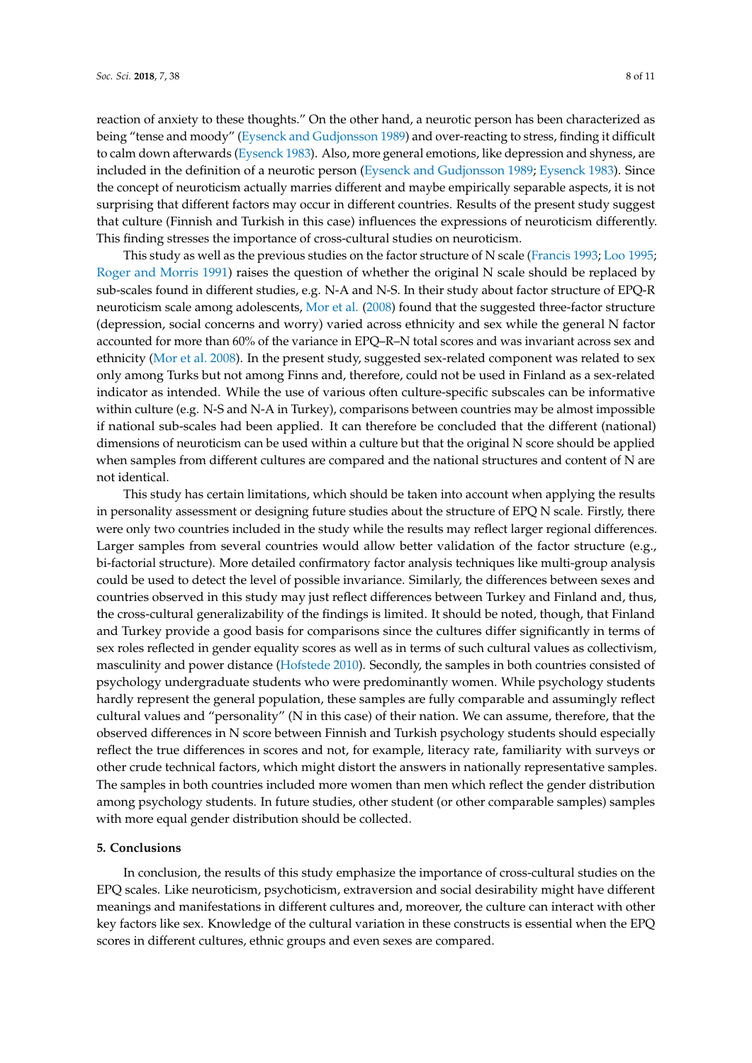reaction of anxiety to these thoughts." On the other hand, a neurotic person has been characterized as being "tense and moody" (Eysenck and Gudjonsson 1989) and over-reacting to stress, finding it difficult to calm down afterwards (Eysenck 1983). Also, more general emotions, like depression and shyness, are included in the definition of a neurotic person (Eysenck and Gudjonsson 1989; Eysenck 1983). Since the concept of neuroticism actually marries different and maybe empirically separable aspects, it is not surprising that different factors may occur in different countries. Results of the present study suggest that culture (Finnish and Turkish in this case) influences the expressions of neuroticism differently. This finding stresses the importance of cross-cultural studies on neuroticism.

This study as well as the previous studies on the factor structure of N scale (Francis 1993; Loo 1995; Roger and Morris 1991) raises the question of whether the original N scale should be replaced by sub-scales found in different studies, e.g. N-A and N-S. In their study about factor structure of EPQ-R neuroticism scale among adolescents, Mor et al. (2008) found that the suggested three-factor structure (depression, social concerns and worry) varied across ethnicity and sex while the general N factor accounted for more than 60% of the variance in EPQ–R–N total scores and was invariant across sex and ethnicity (Mor et al. 2008). In the present study, suggested sex-related component was related to sex only among Turks but not among Finns and, therefore, could not be used in Finland as a sex-related indicator as intended. While the use of various often culture-specific subscales can be informative within culture (e.g. N-S and N-A in Turkey), comparisons between countries may be almost impossible if national sub-scales had been applied. It can therefore be concluded that the different (national) dimensions of neuroticism can be used within a culture but that the original N score should be applied when samples from different cultures are compared and the national structures and content of N are not identical.

This study has certain limitations, which should be taken into account when applying the results in personality assessment or designing future studies about the structure of EPQ N scale. Firstly, there were only two countries included in the study while the results may reflect larger regional differences. Larger samples from several countries would allow better validation of the factor structure (e.g., bi-factorial structure). More detailed confirmatory factor analysis techniques like multi-group analysis could be used to detect the level of possible invariance. Similarly, the differences between sexes and countries observed in this study may just reflect differences between Turkey and Finland and, thus, the cross-cultural generalizability of the findings is limited. It should be noted, though, that Finland and Turkey provide a good basis for comparisons since the cultures differ significantly in terms of sex roles reflected in gender equality scores as well as in terms of such cultural values as collectivism, masculinity and power distance (Hofstede 2010). Secondly, the samples in both countries consisted of psychology undergraduate students who were predominantly women. While psychology students hardly represent the general population, these samples are fully comparable and assumingly reflect cultural values and "personality" (N in this case) of their nation. We can assume, therefore, that the observed differences in N score between Finnish and Turkish psychology students should especially reflect the true differences in scores and not, for example, literacy rate, familiarity with surveys or other crude technical factors, which might distort the answers in nationally representative samples. The samples in both countries included more women than men which reflect the gender distribution among psychology students. In future studies, other student (or other comparable samples) samples with more equal gender distribution should be collected.

## 5. Conclusions

In conclusion, the results of this study emphasize the importance of cross-cultural studies on the EPQ scales. Like neuroticism, psychoticism, extraversion and social desirability might have different meanings and manifestations in different cultures and, moreover, the culture can interact with other key factors like sex. Knowledge of the cultural variation in these constructs is essential when the EPQ scores in different cultures, ethnic groups and even sexes are compared.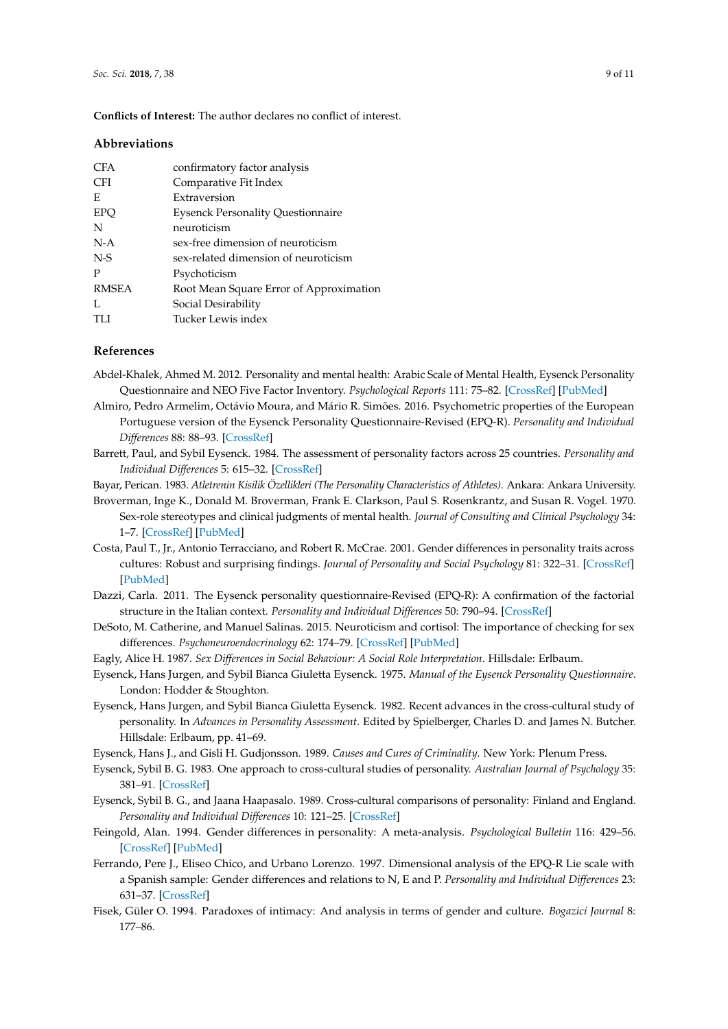**Conflicts of Interest:** The author declares no conflict of interest.

## Abbreviations

| | |
|---|---|
| CFA | confirmatory factor analysis |
| CFI | Comparative Fit Index |
| E | Extraversion |
| EPQ | Eysenck Personality Questionnaire |
| N | neuroticism |
| N-A | sex-free dimension of neuroticism |
| N-S | sex-related dimension of neuroticism |
| P | Psychoticism |
| RMSEA | Root Mean Square Error of Approximation |
| L | Social Desirability |
| TLI | Tucker Lewis index |

## References

Abdel-Khalek, Ahmed M. 2012. Personality and mental health: Arabic Scale of Mental Health, Eysenck Personality Questionnaire and NEO Five Factor Inventory. *Psychological Reports* 111: 75–82. [CrossRef] [PubMed]

Almiro, Pedro Armelim, Octávio Moura, and Mário R. Simões. 2016. Psychometric properties of the European Portuguese version of the Eysenck Personality Questionnaire-Revised (EPQ-R). *Personality and Individual Differences* 88: 88–93. [CrossRef]

Barrett, Paul, and Sybil Eysenck. 1984. The assessment of personality factors across 25 countries. *Personality and Individual Differences* 5: 615–32. [CrossRef]

Bayar, Perican. 1983. *Atletrenin Kisilik Özellikleri (The Personality Characteristics of Athletes)*. Ankara: Ankara University.

Broverman, Inge K., Donald M. Broverman, Frank E. Clarkson, Paul S. Rosenkrantz, and Susan R. Vogel. 1970. Sex-role stereotypes and clinical judgments of mental health. *Journal of Consulting and Clinical Psychology* 34: 1–7. [CrossRef] [PubMed]

Costa, Paul T., Jr., Antonio Terracciano, and Robert R. McCrae. 2001. Gender differences in personality traits across cultures: Robust and surprising findings. *Journal of Personality and Social Psychology* 81: 322–31. [CrossRef] [PubMed]

Dazzi, Carla. 2011. The Eysenck personality questionnaire-Revised (EPQ-R): A confirmation of the factorial structure in the Italian context. *Personality and Individual Differences* 50: 790–94. [CrossRef]

DeSoto, M. Catherine, and Manuel Salinas. 2015. Neuroticism and cortisol: The importance of checking for sex differences. *Psychoneuroendocrinology* 62: 174–79. [CrossRef] [PubMed]

Eagly, Alice H. 1987. *Sex Differences in Social Behaviour: A Social Role Interpretation*. Hillsdale: Erlbaum.

Eysenck, Hans Jurgen, and Sybil Bianca Giuletta Eysenck. 1975. *Manual of the Eysenck Personality Questionnaire*. London: Hodder & Stoughton.

Eysenck, Hans Jurgen, and Sybil Bianca Giuletta Eysenck. 1982. Recent advances in the cross-cultural study of personality. In *Advances in Personality Assessment*. Edited by Spielberger, Charles D. and James N. Butcher. Hillsdale: Erlbaum, pp. 41–69.

Eysenck, Hans J., and Gisli H. Gudjonsson. 1989. *Causes and Cures of Criminality*. New York: Plenum Press.

Eysenck, Sybil B. G. 1983. One approach to cross-cultural studies of personality. *Australian Journal of Psychology* 35: 381–91. [CrossRef]

Eysenck, Sybil B. G., and Jaana Haapasalo. 1989. Cross-cultural comparisons of personality: Finland and England. *Personality and Individual Differences* 10: 121–25. [CrossRef]

Feingold, Alan. 1994. Gender differences in personality: A meta-analysis. *Psychological Bulletin* 116: 429–56. [CrossRef] [PubMed]

Ferrando, Pere J., Eliseo Chico, and Urbano Lorenzo. 1997. Dimensional analysis of the EPQ-R Lie scale with a Spanish sample: Gender differences and relations to N, E and P. *Personality and Individual Differences* 23: 631–37. [CrossRef]

Fisek, Güler O. 1994. Paradoxes of intimacy: And analysis in terms of gender and culture. *Bogazici Journal* 8: 177–86.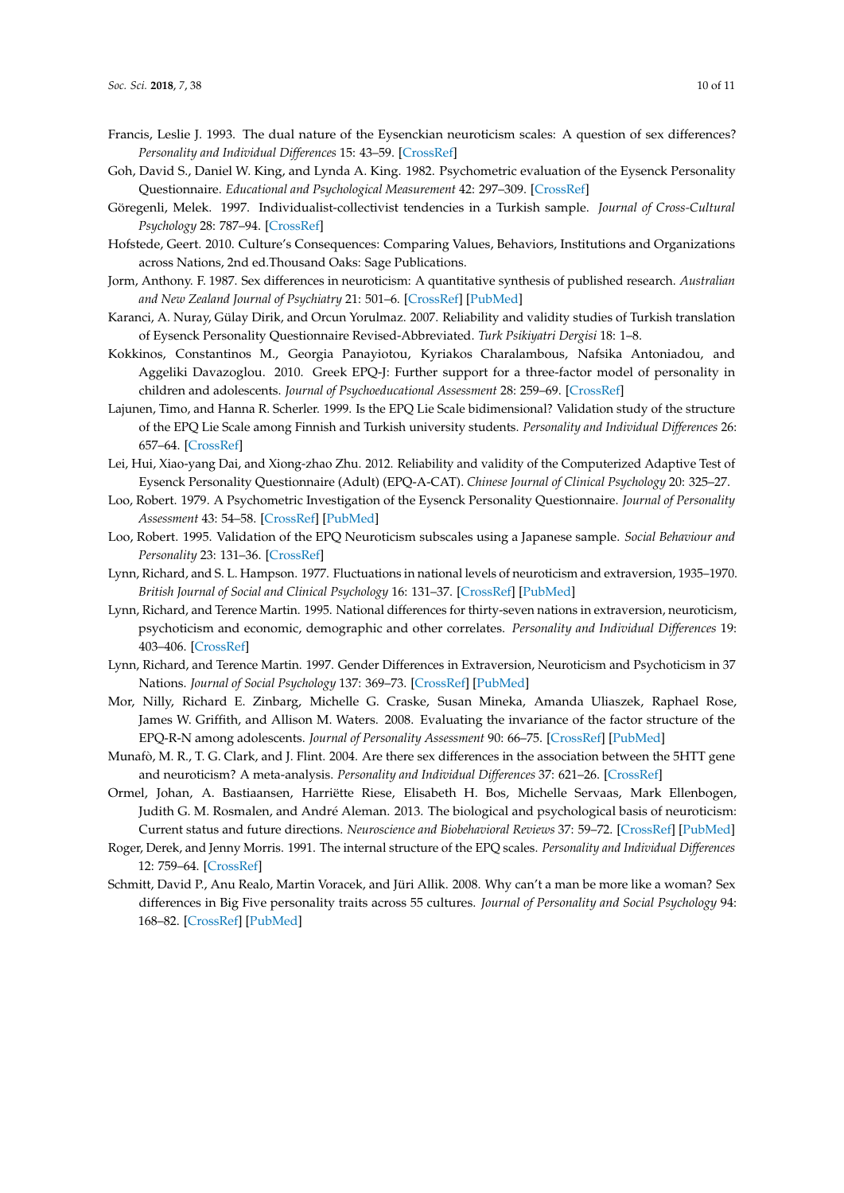Francis, Leslie J. 1993. The dual nature of the Eysenckian neuroticism scales: A question of sex differences? *Personality and Individual Differences* 15: 43–59. [CrossRef]

Goh, David S., Daniel W. King, and Lynda A. King. 1982. Psychometric evaluation of the Eysenck Personality Questionnaire. *Educational and Psychological Measurement* 42: 297–309. [CrossRef]

Göregenli, Melek. 1997. Individualist-collectivist tendencies in a Turkish sample. *Journal of Cross-Cultural Psychology* 28: 787–94. [CrossRef]

Hofstede, Geert. 2010. Culture's Consequences: Comparing Values, Behaviors, Institutions and Organizations across Nations, 2nd ed.Thousand Oaks: Sage Publications.

Jorm, Anthony. F. 1987. Sex differences in neuroticism: A quantitative synthesis of published research. *Australian and New Zealand Journal of Psychiatry* 21: 501–6. [CrossRef] [PubMed]

Karanci, A. Nuray, Gülay Dirik, and Orcun Yorulmaz. 2007. Reliability and validity studies of Turkish translation of Eysenck Personality Questionnaire Revised-Abbreviated. *Turk Psikiyatri Dergisi* 18: 1–8.

Kokkinos, Constantinos M., Georgia Panayiotou, Kyriakos Charalambous, Nafsika Antoniadou, and Aggeliki Davazoglou. 2010. Greek EPQ-J: Further support for a three-factor model of personality in children and adolescents. *Journal of Psychoeducational Assessment* 28: 259–69. [CrossRef]

Lajunen, Timo, and Hanna R. Scherler. 1999. Is the EPQ Lie Scale bidimensional? Validation study of the structure of the EPQ Lie Scale among Finnish and Turkish university students. *Personality and Individual Differences* 26: 657–64. [CrossRef]

Lei, Hui, Xiao-yang Dai, and Xiong-zhao Zhu. 2012. Reliability and validity of the Computerized Adaptive Test of Eysenck Personality Questionnaire (Adult) (EPQ-A-CAT). *Chinese Journal of Clinical Psychology* 20: 325–27.

Loo, Robert. 1979. A Psychometric Investigation of the Eysenck Personality Questionnaire. *Journal of Personality Assessment* 43: 54–58. [CrossRef] [PubMed]

Loo, Robert. 1995. Validation of the EPQ Neuroticism subscales using a Japanese sample. *Social Behaviour and Personality* 23: 131–36. [CrossRef]

Lynn, Richard, and S. L. Hampson. 1977. Fluctuations in national levels of neuroticism and extraversion, 1935–1970. *British Journal of Social and Clinical Psychology* 16: 131–37. [CrossRef] [PubMed]

Lynn, Richard, and Terence Martin. 1995. National differences for thirty-seven nations in extraversion, neuroticism, psychoticism and economic, demographic and other correlates. *Personality and Individual Differences* 19: 403–406. [CrossRef]

Lynn, Richard, and Terence Martin. 1997. Gender Differences in Extraversion, Neuroticism and Psychoticism in 37 Nations. *Journal of Social Psychology* 137: 369–73. [CrossRef] [PubMed]

Mor, Nilly, Richard E. Zinbarg, Michelle G. Craske, Susan Mineka, Amanda Uliaszek, Raphael Rose, James W. Griffith, and Allison M. Waters. 2008. Evaluating the invariance of the factor structure of the EPQ-R-N among adolescents. *Journal of Personality Assessment* 90: 66–75. [CrossRef] [PubMed]

Munafò, M. R., T. G. Clark, and J. Flint. 2004. Are there sex differences in the association between the 5HTT gene and neuroticism? A meta-analysis. *Personality and Individual Differences* 37: 621–26. [CrossRef]

Ormel, Johan, A. Bastiaansen, Harriëtte Riese, Elisabeth H. Bos, Michelle Servaas, Mark Ellenbogen, Judith G. M. Rosmalen, and André Aleman. 2013. The biological and psychological basis of neuroticism: Current status and future directions. *Neuroscience and Biobehavioral Reviews* 37: 59–72. [CrossRef] [PubMed]

Roger, Derek, and Jenny Morris. 1991. The internal structure of the EPQ scales. *Personality and Individual Differences* 12: 759–64. [CrossRef]

Schmitt, David P., Anu Realo, Martin Voracek, and Jüri Allik. 2008. Why can't a man be more like a woman? Sex differences in Big Five personality traits across 55 cultures. *Journal of Personality and Social Psychology* 94: 168–82. [CrossRef] [PubMed]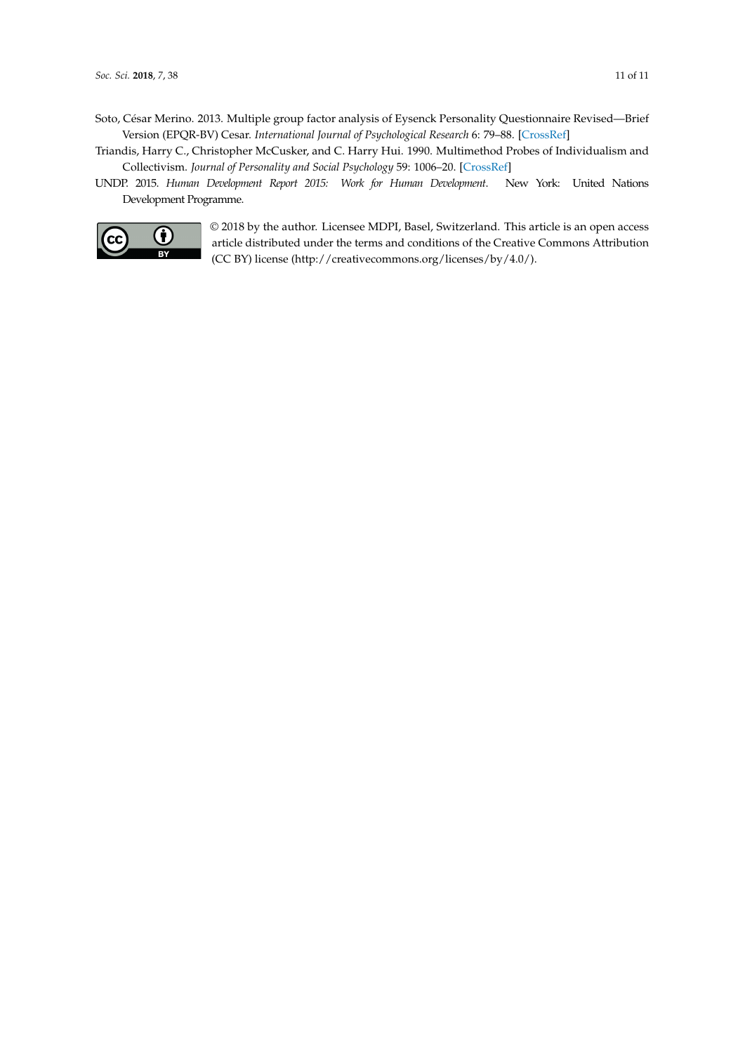Soto, César Merino. 2013. Multiple group factor analysis of Eysenck Personality Questionnaire Revised—Brief Version (EPQR-BV) Cesar. *International Journal of Psychological Research* 6: 79–88. [CrossRef]

Triandis, Harry C., Christopher McCusker, and C. Harry Hui. 1990. Multimethod Probes of Individualism and Collectivism. *Journal of Personality and Social Psychology* 59: 1006–20. [CrossRef]

UNDP. 2015. *Human Development Report 2015: Work for Human Development*. New York: United Nations Development Programme.

© 2018 by the author. Licensee MDPI, Basel, Switzerland. This article is an open access article distributed under the terms and conditions of the Creative Commons Attribution (CC BY) license (http://creativecommons.org/licenses/by/4.0/).